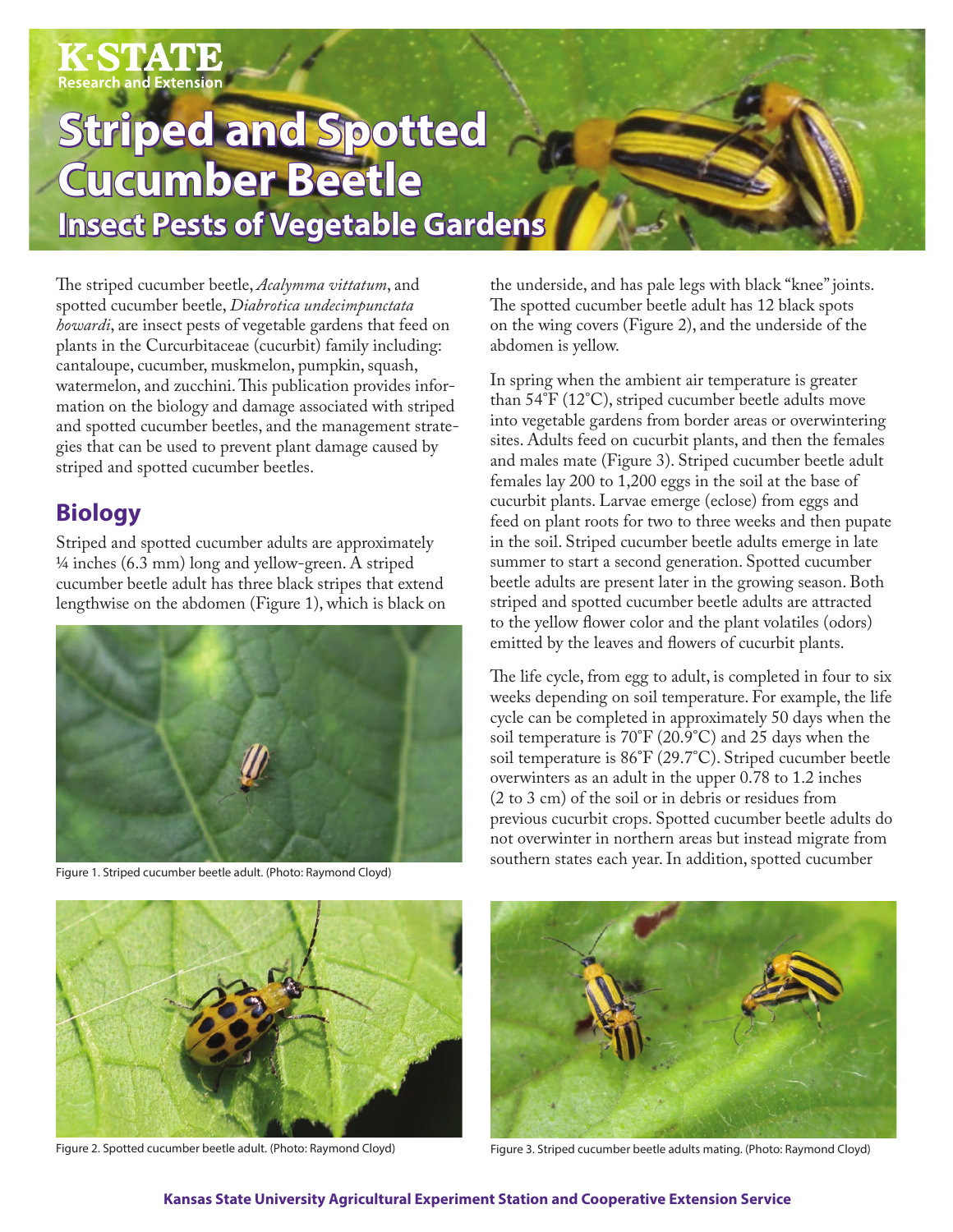K-STATE Research and Extension

# Striped and Spotted Cucumber Beetle

## Insect Pests of Vegetable Gardens

The striped cucumber beetle, *Acalymma vittatum*, and spotted cucumber beetle, *Diabrotica undecimpunctata howardi*, are insect pests of vegetable gardens that feed on plants in the Curcurbitaceae (cucurbit) family including: cantaloupe, cucumber, muskmelon, pumpkin, squash, watermelon, and zucchini. This publication provides information on the biology and damage associated with striped and spotted cucumber beetles, and the management strategies that can be used to prevent plant damage caused by striped and spotted cucumber beetles.

## Biology

Striped and spotted cucumber adults are approximately ¼ inches (6.3 mm) long and yellow-green. A striped cucumber beetle adult has three black stripes that extend lengthwise on the abdomen (Figure 1), which is black on the underside, and has pale legs with black "knee" joints. The spotted cucumber beetle adult has 12 black spots on the wing covers (Figure 2), and the underside of the abdomen is yellow.

Figure 1. Striped cucumber beetle adult. (Photo: Raymond Cloyd)

In spring when the ambient air temperature is greater than 54˚F (12˚C), striped cucumber beetle adults move into vegetable gardens from border areas or overwintering sites. Adults feed on cucurbit plants, and then the females and males mate (Figure 3). Striped cucumber beetle adult females lay 200 to 1,200 eggs in the soil at the base of cucurbit plants. Larvae emerge (eclose) from eggs and feed on plant roots for two to three weeks and then pupate in the soil. Striped cucumber beetle adults emerge in late summer to start a second generation. Spotted cucumber beetle adults are present later in the growing season. Both striped and spotted cucumber beetle adults are attracted to the yellow flower color and the plant volatiles (odors) emitted by the leaves and flowers of cucurbit plants.

The life cycle, from egg to adult, is completed in four to six weeks depending on soil temperature. For example, the life cycle can be completed in approximately 50 days when the soil temperature is 70˚F (20.9˚C) and 25 days when the soil temperature is 86˚F (29.7˚C). Striped cucumber beetle overwinters as an adult in the upper 0.78 to 1.2 inches (2 to 3 cm) of the soil or in debris or residues from previous cucurbit crops. Spotted cucumber beetle adults do not overwinter in northern areas but instead migrate from southern states each year. In addition, spotted cucumber

Figure 2. Spotted cucumber beetle adult. (Photo: Raymond Cloyd)

Figure 3. Striped cucumber beetle adults mating. (Photo: Raymond Cloyd)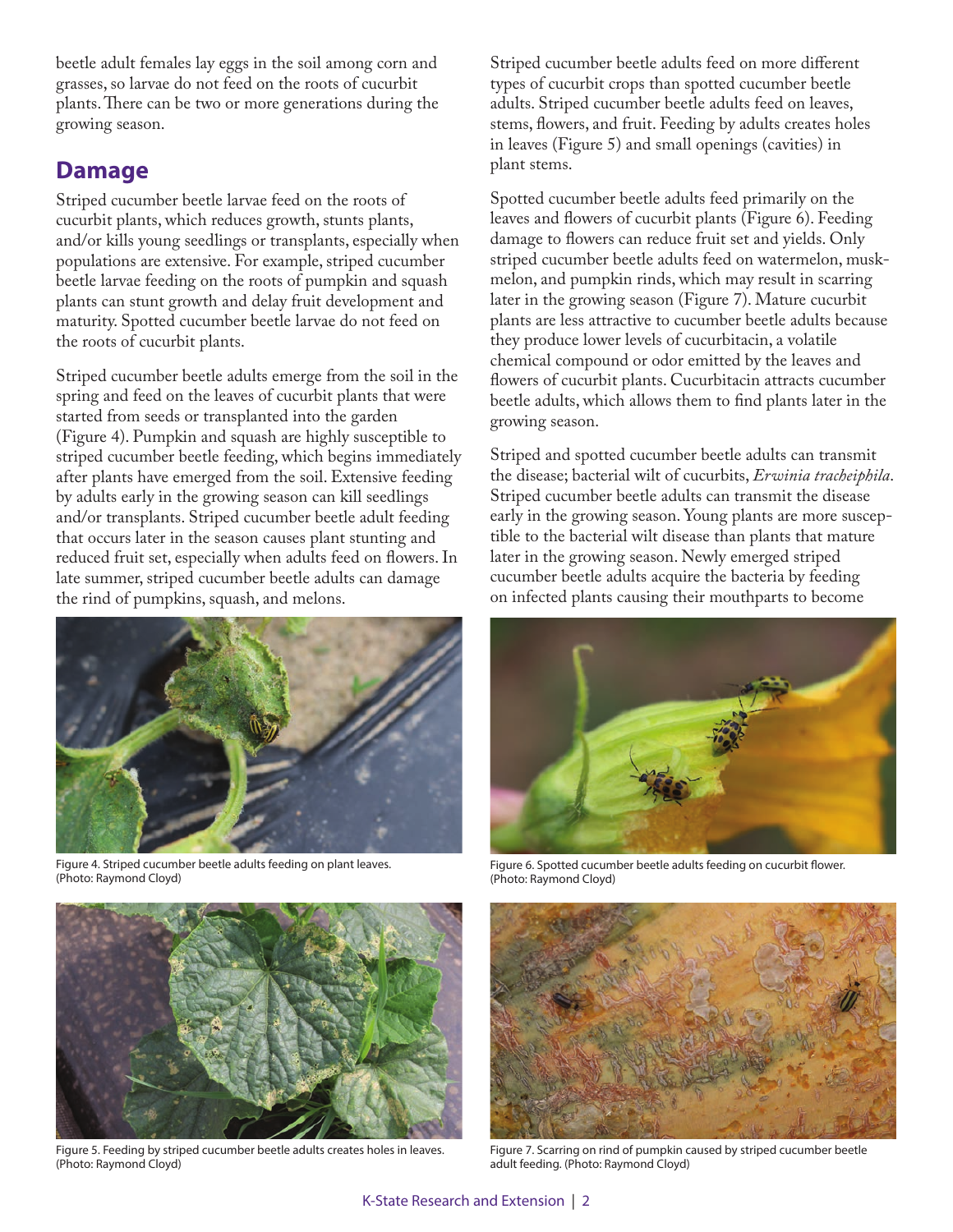beetle adult females lay eggs in the soil among corn and grasses, so larvae do not feed on the roots of cucurbit plants. There can be two or more generations during the growing season.

## Damage

Striped cucumber beetle larvae feed on the roots of cucurbit plants, which reduces growth, stunts plants, and/or kills young seedlings or transplants, especially when populations are extensive. For example, striped cucumber beetle larvae feeding on the roots of pumpkin and squash plants can stunt growth and delay fruit development and maturity. Spotted cucumber beetle larvae do not feed on the roots of cucurbit plants.

Striped cucumber beetle adults emerge from the soil in the spring and feed on the leaves of cucurbit plants that were started from seeds or transplanted into the garden (Figure 4). Pumpkin and squash are highly susceptible to striped cucumber beetle feeding, which begins immediately after plants have emerged from the soil. Extensive feeding by adults early in the growing season can kill seedlings and/or transplants. Striped cucumber beetle adult feeding that occurs later in the season causes plant stunting and reduced fruit set, especially when adults feed on flowers. In late summer, striped cucumber beetle adults can damage the rind of pumpkins, squash, and melons.

Figure 4. Striped cucumber beetle adults feeding on plant leaves. (Photo: Raymond Cloyd)

Figure 5. Feeding by striped cucumber beetle adults creates holes in leaves. (Photo: Raymond Cloyd)

Striped cucumber beetle adults feed on more different types of cucurbit crops than spotted cucumber beetle adults. Striped cucumber beetle adults feed on leaves, stems, flowers, and fruit. Feeding by adults creates holes in leaves (Figure 5) and small openings (cavities) in plant stems.

Spotted cucumber beetle adults feed primarily on the leaves and flowers of cucurbit plants (Figure 6). Feeding damage to flowers can reduce fruit set and yields. Only striped cucumber beetle adults feed on watermelon, muskmelon, and pumpkin rinds, which may result in scarring later in the growing season (Figure 7). Mature cucurbit plants are less attractive to cucumber beetle adults because they produce lower levels of cucurbitacin, a volatile chemical compound or odor emitted by the leaves and flowers of cucurbit plants. Cucurbitacin attracts cucumber beetle adults, which allows them to find plants later in the growing season.

Striped and spotted cucumber beetle adults can transmit the disease; bacterial wilt of cucurbits, *Erwinia tracheiphila*. Striped cucumber beetle adults can transmit the disease early in the growing season. Young plants are more susceptible to the bacterial wilt disease than plants that mature later in the growing season. Newly emerged striped cucumber beetle adults acquire the bacteria by feeding on infected plants causing their mouthparts to become

Figure 6. Spotted cucumber beetle adults feeding on cucurbit flower. (Photo: Raymond Cloyd)

Figure 7. Scarring on rind of pumpkin caused by striped cucumber beetle adult feeding. (Photo: Raymond Cloyd)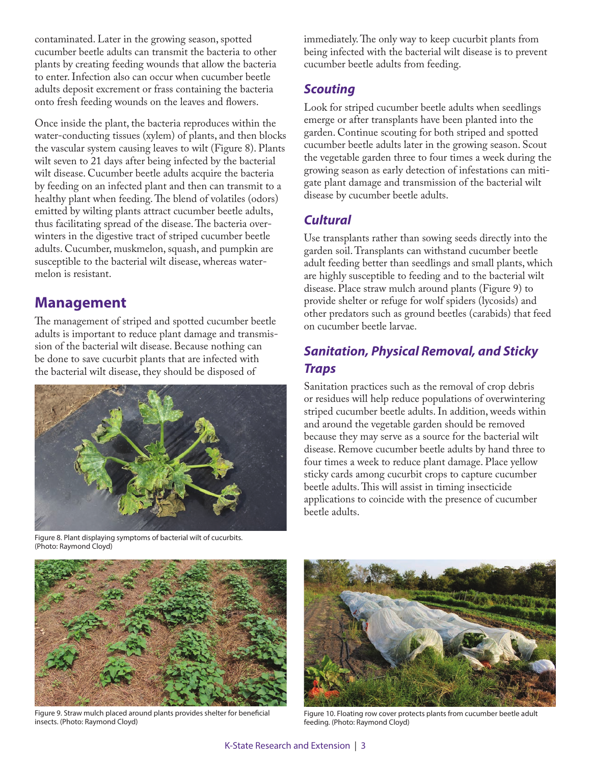contaminated. Later in the growing season, spotted cucumber beetle adults can transmit the bacteria to other plants by creating feeding wounds that allow the bacteria to enter. Infection also can occur when cucumber beetle adults deposit excrement or frass containing the bacteria onto fresh feeding wounds on the leaves and flowers.

Once inside the plant, the bacteria reproduces within the water-conducting tissues (xylem) of plants, and then blocks the vascular system causing leaves to wilt (Figure 8). Plants wilt seven to 21 days after being infected by the bacterial wilt disease. Cucumber beetle adults acquire the bacteria by feeding on an infected plant and then can transmit to a healthy plant when feeding. The blend of volatiles (odors) emitted by wilting plants attract cucumber beetle adults, thus facilitating spread of the disease. The bacteria overwinters in the digestive tract of striped cucumber beetle adults. Cucumber, muskmelon, squash, and pumpkin are susceptible to the bacterial wilt disease, whereas watermelon is resistant.

## Management

The management of striped and spotted cucumber beetle adults is important to reduce plant damage and transmission of the bacterial wilt disease. Because nothing can be done to save cucurbit plants that are infected with the bacterial wilt disease, they should be disposed of immediately. The only way to keep cucurbit plants from being infected with the bacterial wilt disease is to prevent cucumber beetle adults from feeding.

Figure 8. Plant displaying symptoms of bacterial wilt of cucurbits. (Photo: Raymond Cloyd)

### *Scouting*

Look for striped cucumber beetle adults when seedlings emerge or after transplants have been planted into the garden. Continue scouting for both striped and spotted cucumber beetle adults later in the growing season. Scout the vegetable garden three to four times a week during the growing season as early detection of infestations can mitigate plant damage and transmission of the bacterial wilt disease by cucumber beetle adults.

### *Cultural*

Use transplants rather than sowing seeds directly into the garden soil. Transplants can withstand cucumber beetle adult feeding better than seedlings and small plants, which are highly susceptible to feeding and to the bacterial wilt disease. Place straw mulch around plants (Figure 9) to provide shelter or refuge for wolf spiders (lycosids) and other predators such as ground beetles (carabids) that feed on cucumber beetle larvae.

### *Sanitation, Physical Removal, and Sticky Traps*

Sanitation practices such as the removal of crop debris or residues will help reduce populations of overwintering striped cucumber beetle adults. In addition, weeds within and around the vegetable garden should be removed because they may serve as a source for the bacterial wilt disease. Remove cucumber beetle adults by hand three to four times a week to reduce plant damage. Place yellow sticky cards among cucurbit crops to capture cucumber beetle adults. This will assist in timing insecticide applications to coincide with the presence of cucumber beetle adults.

Figure 9. Straw mulch placed around plants provides shelter for beneficial insects. (Photo: Raymond Cloyd)

Figure 10. Floating row cover protects plants from cucumber beetle adult feeding. (Photo: Raymond Cloyd)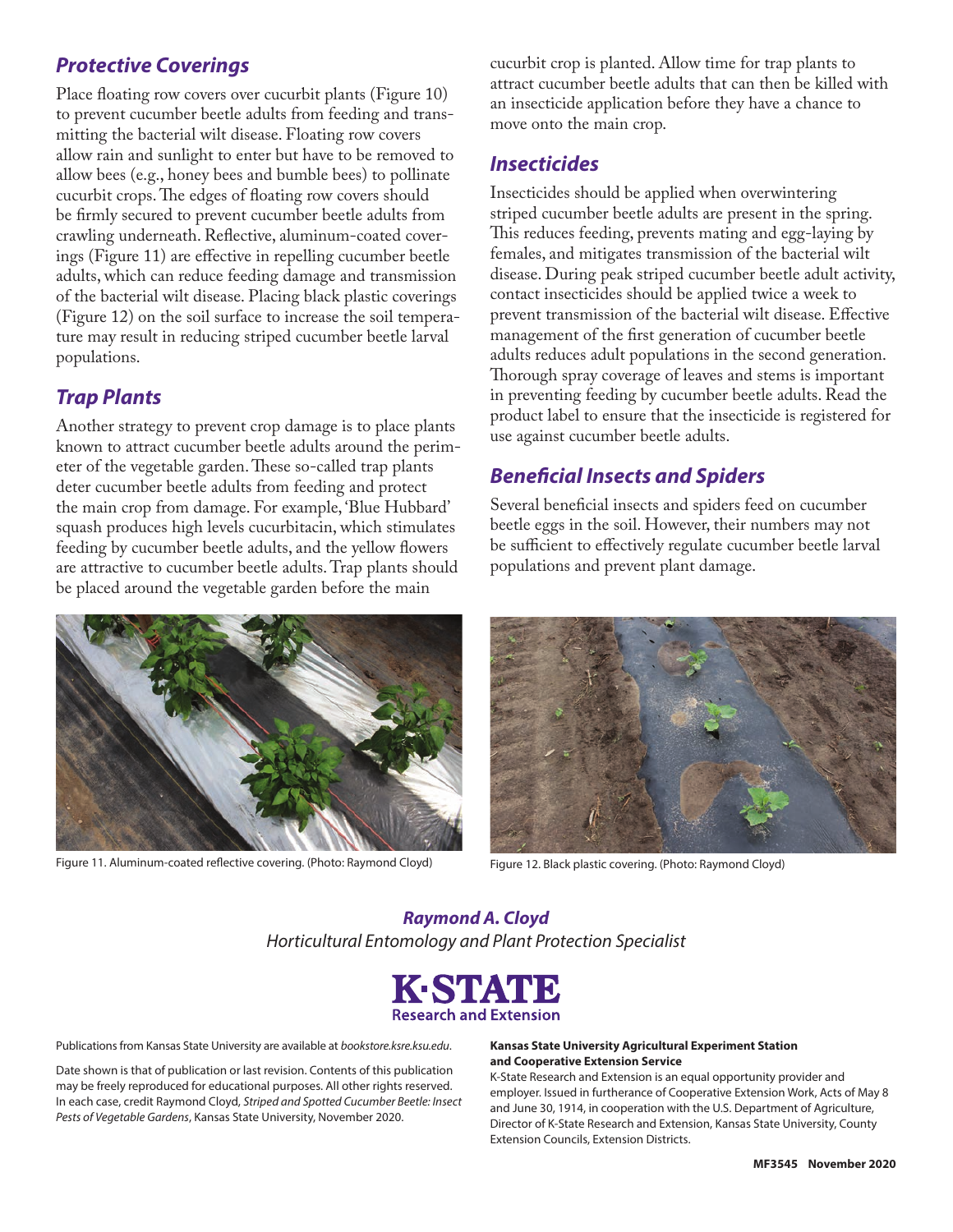## Protective Coverings

Place floating row covers over cucurbit plants (Figure 10) to prevent cucumber beetle adults from feeding and transmitting the bacterial wilt disease. Floating row covers allow rain and sunlight to enter but have to be removed to allow bees (e.g., honey bees and bumble bees) to pollinate cucurbit crops. The edges of floating row covers should be firmly secured to prevent cucumber beetle adults from crawling underneath. Reflective, aluminum-coated coverings (Figure 11) are effective in repelling cucumber beetle adults, which can reduce feeding damage and transmission of the bacterial wilt disease. Placing black plastic coverings (Figure 12) on the soil surface to increase the soil temperature may result in reducing striped cucumber beetle larval populations.

## Trap Plants

Another strategy to prevent crop damage is to place plants known to attract cucumber beetle adults around the perimeter of the vegetable garden. These so-called trap plants deter cucumber beetle adults from feeding and protect the main crop from damage. For example, 'Blue Hubbard' squash produces high levels cucurbitacin, which stimulates feeding by cucumber beetle adults, and the yellow flowers are attractive to cucumber beetle adults. Trap plants should be placed around the vegetable garden before the main cucurbit crop is planted. Allow time for trap plants to attract cucumber beetle adults that can then be killed with an insecticide application before they have a chance to move onto the main crop.

## Insecticides

Insecticides should be applied when overwintering striped cucumber beetle adults are present in the spring. This reduces feeding, prevents mating and egg-laying by females, and mitigates transmission of the bacterial wilt disease. During peak striped cucumber beetle adult activity, contact insecticides should be applied twice a week to prevent transmission of the bacterial wilt disease. Effective management of the first generation of cucumber beetle adults reduces adult populations in the second generation. Thorough spray coverage of leaves and stems is important in preventing feeding by cucumber beetle adults. Read the product label to ensure that the insecticide is registered for use against cucumber beetle adults.

## Beneficial Insects and Spiders

Several beneficial insects and spiders feed on cucumber beetle eggs in the soil. However, their numbers may not be sufficient to effectively regulate cucumber beetle larval populations and prevent plant damage.

Figure 11. Aluminum-coated reflective covering. (Photo: Raymond Cloyd)

Figure 12. Black plastic covering. (Photo: Raymond Cloyd)

***Raymond A. Cloyd***
*Horticultural Entomology and Plant Protection Specialist*

K·STATE
Research and Extension

Publications from Kansas State University are available at *bookstore.ksre.ksu.edu*.

Date shown is that of publication or last revision. Contents of this publication may be freely reproduced for educational purposes. All other rights reserved. In each case, credit Raymond Cloyd, *Striped and Spotted Cucumber Beetle: Insect Pests of Vegetable Gardens*, Kansas State University, November 2020.

**Kansas State University Agricultural Experiment Station and Cooperative Extension Service**

K-State Research and Extension is an equal opportunity provider and employer. Issued in furtherance of Cooperative Extension Work, Acts of May 8 and June 30, 1914, in cooperation with the U.S. Department of Agriculture, Director of K-State Research and Extension, Kansas State University, County Extension Councils, Extension Districts.

**MF3545 November 2020**